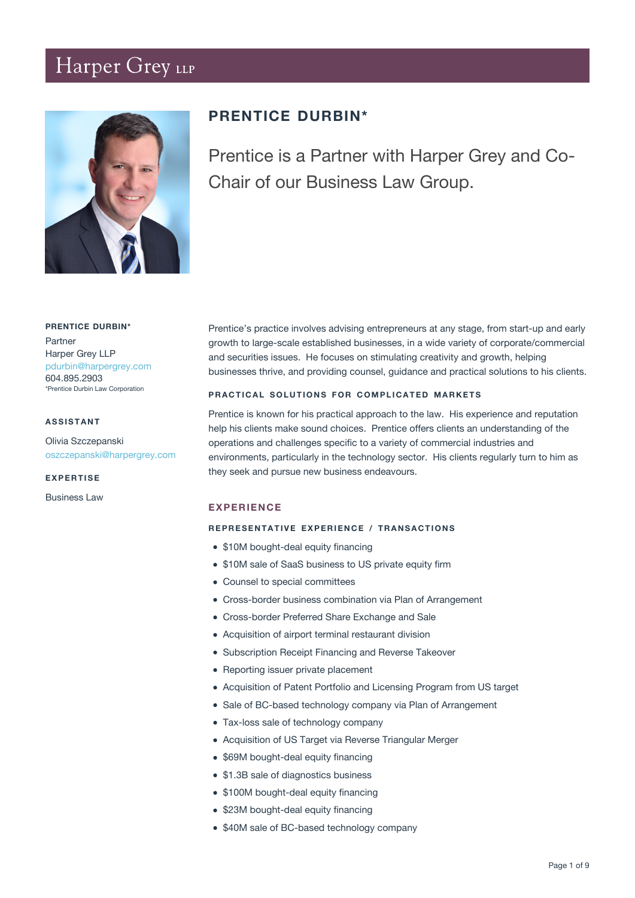# Harper Grey LLP

## PRENTICE DURBIN*

Prentice is a Partner with Harper Grey and Co-Chair of our Business Law Group.

**PRENTICE DURBIN***

Partner
Harper Grey LLP
pdurbin@harpergrey.com
604.895.2903
*Prentice Durbin Law Corporation

**ASSISTANT**

Olivia Szczepanski
oszczepanski@harpergrey.com

**EXPERTISE**

Business Law

Prentice's practice involves advising entrepreneurs at any stage, from start-up and early growth to large-scale established businesses, in a wide variety of corporate/commercial and securities issues. He focuses on stimulating creativity and growth, helping businesses thrive, and providing counsel, guidance and practical solutions to his clients.

#### PRACTICAL SOLUTIONS FOR COMPLICATED MARKETS

Prentice is known for his practical approach to the law. His experience and reputation help his clients make sound choices. Prentice offers clients an understanding of the operations and challenges specific to a variety of commercial industries and environments, particularly in the technology sector. His clients regularly turn to him as they seek and pursue new business endeavours.

### EXPERIENCE

#### REPRESENTATIVE EXPERIENCE / TRANSACTIONS

- $10M bought-deal equity financing
- $10M sale of SaaS business to US private equity firm
- Counsel to special committees
- Cross-border business combination via Plan of Arrangement
- Cross-border Preferred Share Exchange and Sale
- Acquisition of airport terminal restaurant division
- Subscription Receipt Financing and Reverse Takeover
- Reporting issuer private placement
- Acquisition of Patent Portfolio and Licensing Program from US target
- Sale of BC-based technology company via Plan of Arrangement
- Tax-loss sale of technology company
- Acquisition of US Target via Reverse Triangular Merger
- $69M bought-deal equity financing
- $1.3B sale of diagnostics business
- $100M bought-deal equity financing
- $23M bought-deal equity financing
- $40M sale of BC-based technology company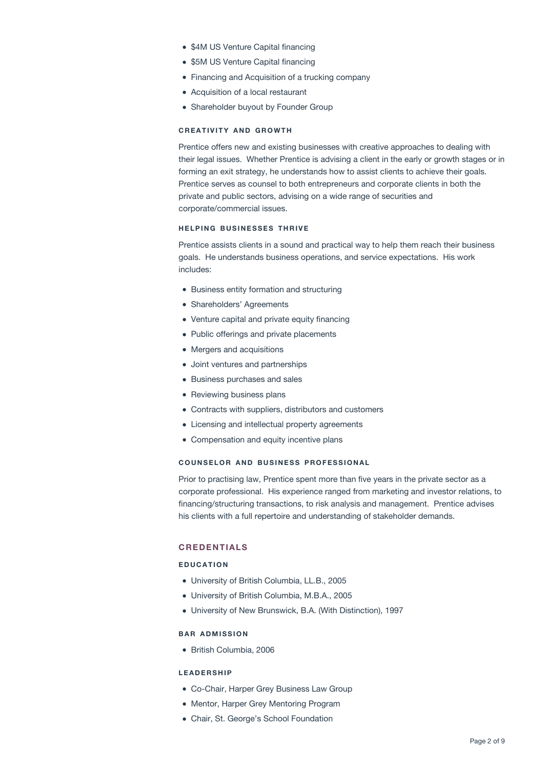- $4M US Venture Capital financing
- $5M US Venture Capital financing
- Financing and Acquisition of a trucking company
- Acquisition of a local restaurant
- Shareholder buyout by Founder Group

### CREATIVITY AND GROWTH

Prentice offers new and existing businesses with creative approaches to dealing with their legal issues. Whether Prentice is advising a client in the early or growth stages or in forming an exit strategy, he understands how to assist clients to achieve their goals. Prentice serves as counsel to both entrepreneurs and corporate clients in both the private and public sectors, advising on a wide range of securities and corporate/commercial issues.

### HELPING BUSINESSES THRIVE

Prentice assists clients in a sound and practical way to help them reach their business goals. He understands business operations, and service expectations. His work includes:

- Business entity formation and structuring
- Shareholders' Agreements
- Venture capital and private equity financing
- Public offerings and private placements
- Mergers and acquisitions
- Joint ventures and partnerships
- Business purchases and sales
- Reviewing business plans
- Contracts with suppliers, distributors and customers
- Licensing and intellectual property agreements
- Compensation and equity incentive plans

### COUNSELOR AND BUSINESS PROFESSIONAL

Prior to practising law, Prentice spent more than five years in the private sector as a corporate professional. His experience ranged from marketing and investor relations, to financing/structuring transactions, to risk analysis and management. Prentice advises his clients with a full repertoire and understanding of stakeholder demands.

## CREDENTIALS

### EDUCATION

- University of British Columbia, LL.B., 2005
- University of British Columbia, M.B.A., 2005
- University of New Brunswick, B.A. (With Distinction), 1997

### BAR ADMISSION

- British Columbia, 2006

### LEADERSHIP

- Co-Chair, Harper Grey Business Law Group
- Mentor, Harper Grey Mentoring Program
- Chair, St. George's School Foundation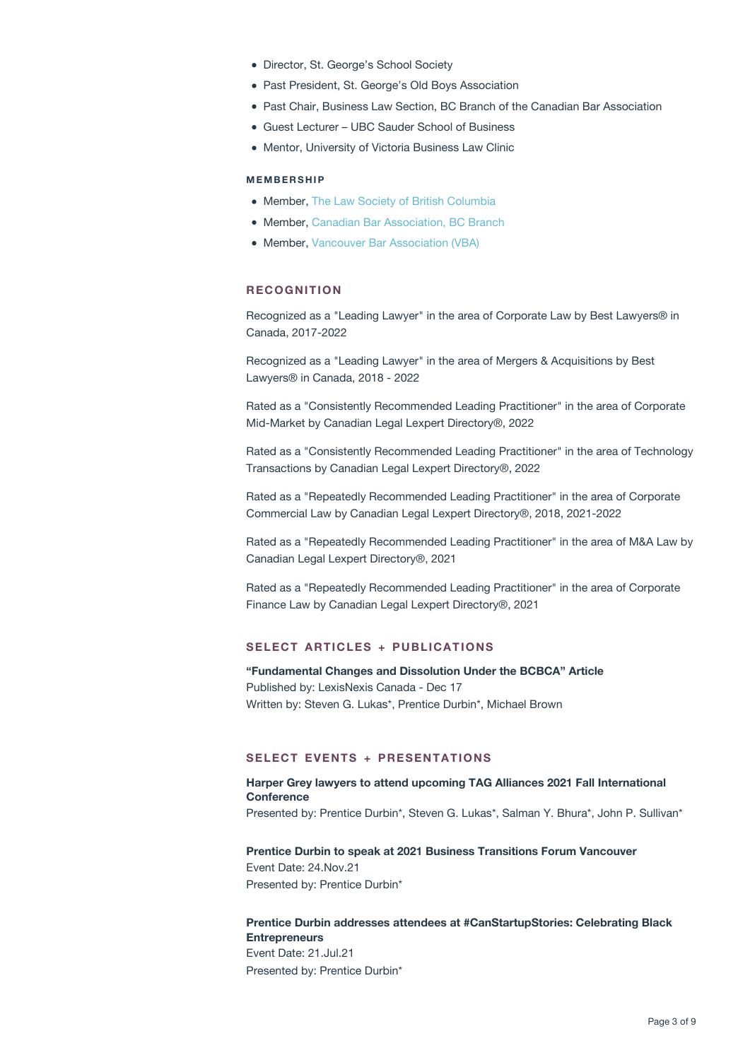- Director, St. George's School Society
- Past President, St. George's Old Boys Association
- Past Chair, Business Law Section, BC Branch of the Canadian Bar Association
- Guest Lecturer – UBC Sauder School of Business
- Mentor, University of Victoria Business Law Clinic

#### MEMBERSHIP

- Member, The Law Society of British Columbia
- Member, Canadian Bar Association, BC Branch
- Member, Vancouver Bar Association (VBA)

### RECOGNITION

Recognized as a "Leading Lawyer" in the area of Corporate Law by Best Lawyers® in Canada, 2017-2022

Recognized as a "Leading Lawyer" in the area of Mergers & Acquisitions by Best Lawyers® in Canada, 2018 - 2022

Rated as a "Consistently Recommended Leading Practitioner" in the area of Corporate Mid-Market by Canadian Legal Lexpert Directory®, 2022

Rated as a "Consistently Recommended Leading Practitioner" in the area of Technology Transactions by Canadian Legal Lexpert Directory®, 2022

Rated as a "Repeatedly Recommended Leading Practitioner" in the area of Corporate Commercial Law by Canadian Legal Lexpert Directory®, 2018, 2021-2022

Rated as a "Repeatedly Recommended Leading Practitioner" in the area of M&A Law by Canadian Legal Lexpert Directory®, 2021

Rated as a "Repeatedly Recommended Leading Practitioner" in the area of Corporate Finance Law by Canadian Legal Lexpert Directory®, 2021

### SELECT ARTICLES + PUBLICATIONS

**"Fundamental Changes and Dissolution Under the BCBCA" Article**
Published by: LexisNexis Canada - Dec 17
Written by: Steven G. Lukas*, Prentice Durbin*, Michael Brown

### SELECT EVENTS + PRESENTATIONS

**Harper Grey lawyers to attend upcoming TAG Alliances 2021 Fall International Conference**
Presented by: Prentice Durbin*, Steven G. Lukas*, Salman Y. Bhura*, John P. Sullivan*

**Prentice Durbin to speak at 2021 Business Transitions Forum Vancouver**
Event Date: 24.Nov.21
Presented by: Prentice Durbin*

**Prentice Durbin addresses attendees at #CanStartupStories: Celebrating Black Entrepreneurs**
Event Date: 21.Jul.21
Presented by: Prentice Durbin*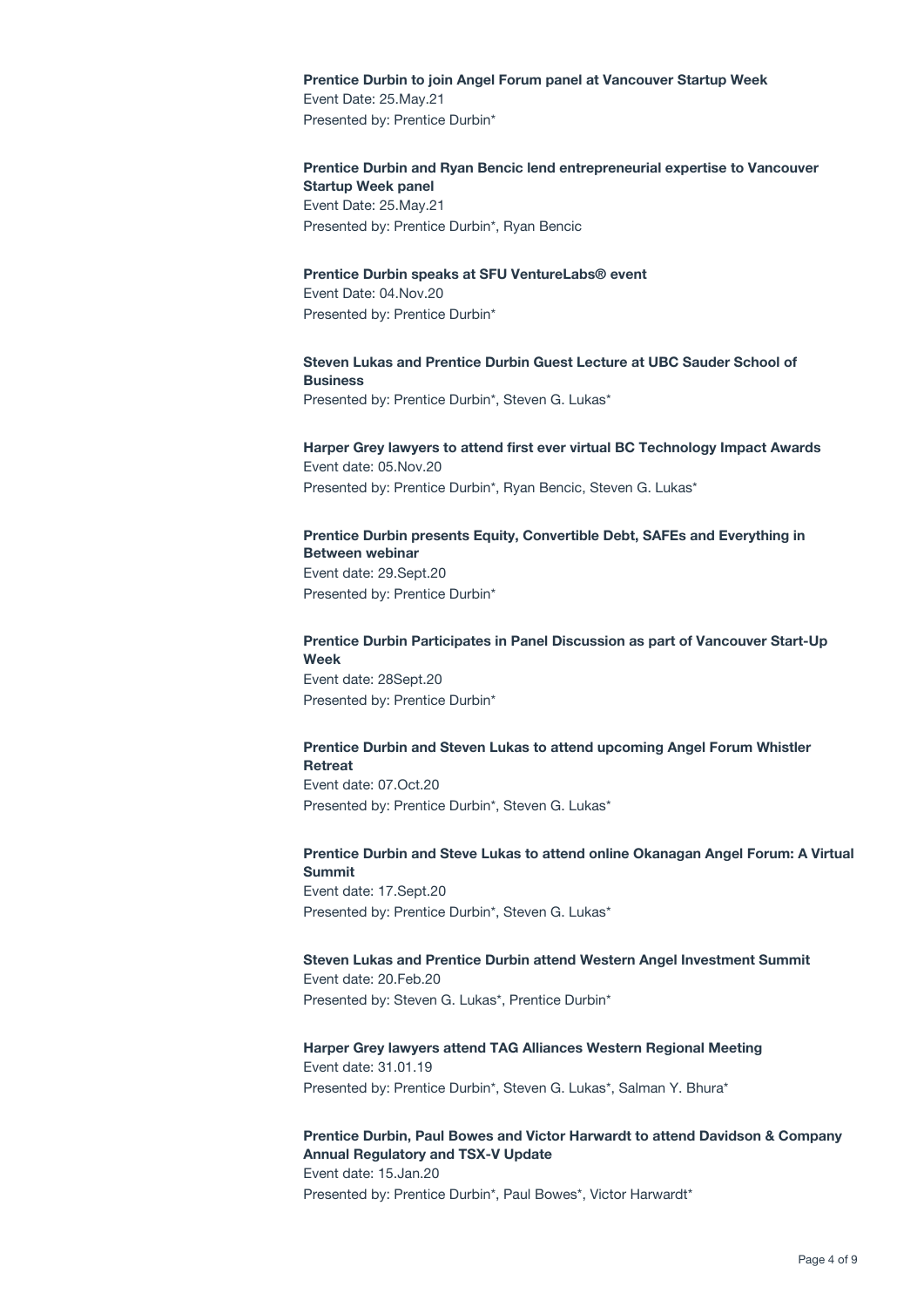**Prentice Durbin to join Angel Forum panel at Vancouver Startup Week**
Event Date: 25.May.21
Presented by: Prentice Durbin*

**Prentice Durbin and Ryan Bencic lend entrepreneurial expertise to Vancouver Startup Week panel**
Event Date: 25.May.21
Presented by: Prentice Durbin*, Ryan Bencic

**Prentice Durbin speaks at SFU VentureLabs® event**
Event Date: 04.Nov.20
Presented by: Prentice Durbin*

**Steven Lukas and Prentice Durbin Guest Lecture at UBC Sauder School of Business**
Presented by: Prentice Durbin*, Steven G. Lukas*

**Harper Grey lawyers to attend first ever virtual BC Technology Impact Awards**
Event date: 05.Nov.20
Presented by: Prentice Durbin*, Ryan Bencic, Steven G. Lukas*

**Prentice Durbin presents Equity, Convertible Debt, SAFEs and Everything in Between webinar**
Event date: 29.Sept.20
Presented by: Prentice Durbin*

**Prentice Durbin Participates in Panel Discussion as part of Vancouver Start-Up Week**
Event date: 28Sept.20
Presented by: Prentice Durbin*

**Prentice Durbin and Steven Lukas to attend upcoming Angel Forum Whistler Retreat**
Event date: 07.Oct.20
Presented by: Prentice Durbin*, Steven G. Lukas*

**Prentice Durbin and Steve Lukas to attend online Okanagan Angel Forum: A Virtual Summit**
Event date: 17.Sept.20
Presented by: Prentice Durbin*, Steven G. Lukas*

**Steven Lukas and Prentice Durbin attend Western Angel Investment Summit**
Event date: 20.Feb.20
Presented by: Steven G. Lukas*, Prentice Durbin*

**Harper Grey lawyers attend TAG Alliances Western Regional Meeting**
Event date: 31.01.19
Presented by: Prentice Durbin*, Steven G. Lukas*, Salman Y. Bhura*

**Prentice Durbin, Paul Bowes and Victor Harwardt to attend Davidson & Company Annual Regulatory and TSX-V Update**
Event date: 15.Jan.20
Presented by: Prentice Durbin*, Paul Bowes*, Victor Harwardt*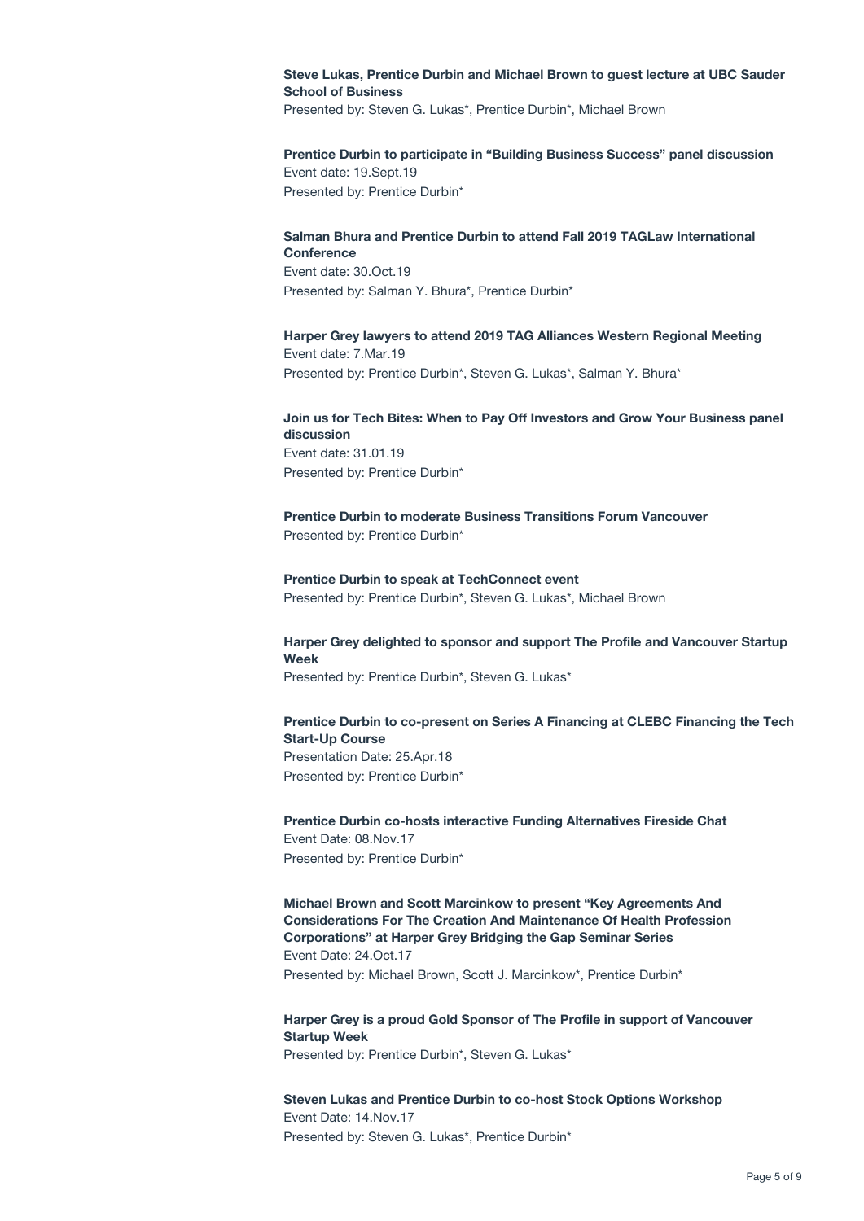**Steve Lukas, Prentice Durbin and Michael Brown to guest lecture at UBC Sauder School of Business**
Presented by: Steven G. Lukas*, Prentice Durbin*, Michael Brown

**Prentice Durbin to participate in "Building Business Success" panel discussion**
Event date: 19.Sept.19
Presented by: Prentice Durbin*

**Salman Bhura and Prentice Durbin to attend Fall 2019 TAGLaw International Conference**
Event date: 30.Oct.19
Presented by: Salman Y. Bhura*, Prentice Durbin*

**Harper Grey lawyers to attend 2019 TAG Alliances Western Regional Meeting**
Event date: 7.Mar.19
Presented by: Prentice Durbin*, Steven G. Lukas*, Salman Y. Bhura*

**Join us for Tech Bites: When to Pay Off Investors and Grow Your Business panel discussion**
Event date: 31.01.19
Presented by: Prentice Durbin*

**Prentice Durbin to moderate Business Transitions Forum Vancouver**
Presented by: Prentice Durbin*

**Prentice Durbin to speak at TechConnect event**
Presented by: Prentice Durbin*, Steven G. Lukas*, Michael Brown

**Harper Grey delighted to sponsor and support The Profile and Vancouver Startup Week**
Presented by: Prentice Durbin*, Steven G. Lukas*

**Prentice Durbin to co-present on Series A Financing at CLEBC Financing the Tech Start-Up Course**
Presentation Date: 25.Apr.18
Presented by: Prentice Durbin*

**Prentice Durbin co-hosts interactive Funding Alternatives Fireside Chat**
Event Date: 08.Nov.17
Presented by: Prentice Durbin*

**Michael Brown and Scott Marcinkow to present "Key Agreements And Considerations For The Creation And Maintenance Of Health Profession Corporations" at Harper Grey Bridging the Gap Seminar Series**
Event Date: 24.Oct.17
Presented by: Michael Brown, Scott J. Marcinkow*, Prentice Durbin*

**Harper Grey is a proud Gold Sponsor of The Profile in support of Vancouver Startup Week**
Presented by: Prentice Durbin*, Steven G. Lukas*

**Steven Lukas and Prentice Durbin to co-host Stock Options Workshop**
Event Date: 14.Nov.17
Presented by: Steven G. Lukas*, Prentice Durbin*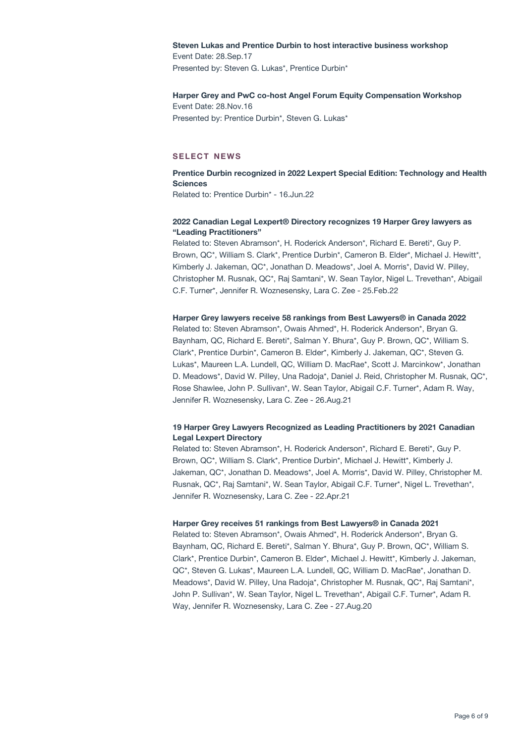**Steven Lukas and Prentice Durbin to host interactive business workshop**
Event Date: 28.Sep.17
Presented by: Steven G. Lukas*, Prentice Durbin*

**Harper Grey and PwC co-host Angel Forum Equity Compensation Workshop**
Event Date: 28.Nov.16
Presented by: Prentice Durbin*, Steven G. Lukas*

## SELECT NEWS

**Prentice Durbin recognized in 2022 Lexpert Special Edition: Technology and Health Sciences**
Related to: Prentice Durbin* - 16.Jun.22

**2022 Canadian Legal Lexpert® Directory recognizes 19 Harper Grey lawyers as "Leading Practitioners"**
Related to: Steven Abramson*, H. Roderick Anderson*, Richard E. Bereti*, Guy P. Brown, QC*, William S. Clark*, Prentice Durbin*, Cameron B. Elder*, Michael J. Hewitt*, Kimberly J. Jakeman, QC*, Jonathan D. Meadows*, Joel A. Morris*, David W. Pilley, Christopher M. Rusnak, QC*, Raj Samtani*, W. Sean Taylor, Nigel L. Trevethan*, Abigail C.F. Turner*, Jennifer R. Woznesensky, Lara C. Zee - 25.Feb.22

**Harper Grey lawyers receive 58 rankings from Best Lawyers® in Canada 2022**
Related to: Steven Abramson*, Owais Ahmed*, H. Roderick Anderson*, Bryan G. Baynham, QC, Richard E. Bereti*, Salman Y. Bhura*, Guy P. Brown, QC*, William S. Clark*, Prentice Durbin*, Cameron B. Elder*, Kimberly J. Jakeman, QC*, Steven G. Lukas*, Maureen L.A. Lundell, QC, William D. MacRae*, Scott J. Marcinkow*, Jonathan D. Meadows*, David W. Pilley, Una Radoja*, Daniel J. Reid, Christopher M. Rusnak, QC*, Rose Shawlee, John P. Sullivan*, W. Sean Taylor, Abigail C.F. Turner*, Adam R. Way, Jennifer R. Woznesensky, Lara C. Zee - 26.Aug.21

**19 Harper Grey Lawyers Recognized as Leading Practitioners by 2021 Canadian Legal Lexpert Directory**
Related to: Steven Abramson*, H. Roderick Anderson*, Richard E. Bereti*, Guy P. Brown, QC*, William S. Clark*, Prentice Durbin*, Michael J. Hewitt*, Kimberly J. Jakeman, QC*, Jonathan D. Meadows*, Joel A. Morris*, David W. Pilley, Christopher M. Rusnak, QC*, Raj Samtani*, W. Sean Taylor, Abigail C.F. Turner*, Nigel L. Trevethan*, Jennifer R. Woznesensky, Lara C. Zee - 22.Apr.21

**Harper Grey receives 51 rankings from Best Lawyers® in Canada 2021**
Related to: Steven Abramson*, Owais Ahmed*, H. Roderick Anderson*, Bryan G. Baynham, QC, Richard E. Bereti*, Salman Y. Bhura*, Guy P. Brown, QC*, William S. Clark*, Prentice Durbin*, Cameron B. Elder*, Michael J. Hewitt*, Kimberly J. Jakeman, QC*, Steven G. Lukas*, Maureen L.A. Lundell, QC, William D. MacRae*, Jonathan D. Meadows*, David W. Pilley, Una Radoja*, Christopher M. Rusnak, QC*, Raj Samtani*, John P. Sullivan*, W. Sean Taylor, Nigel L. Trevethan*, Abigail C.F. Turner*, Adam R. Way, Jennifer R. Woznesensky, Lara C. Zee - 27.Aug.20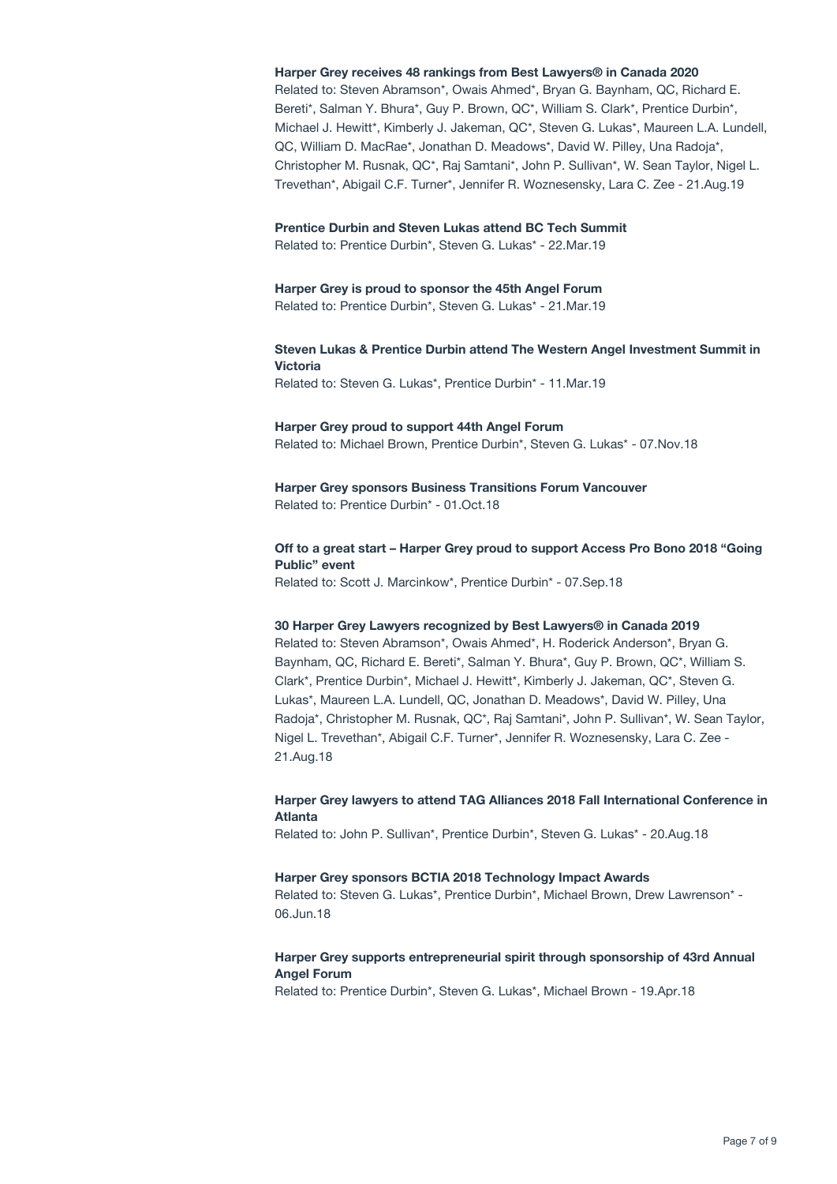**Harper Grey receives 48 rankings from Best Lawyers® in Canada 2020**
Related to: Steven Abramson*, Owais Ahmed*, Bryan G. Baynham, QC, Richard E. Bereti*, Salman Y. Bhura*, Guy P. Brown, QC*, William S. Clark*, Prentice Durbin*, Michael J. Hewitt*, Kimberly J. Jakeman, QC*, Steven G. Lukas*, Maureen L.A. Lundell, QC, William D. MacRae*, Jonathan D. Meadows*, David W. Pilley, Una Radoja*, Christopher M. Rusnak, QC*, Raj Samtani*, John P. Sullivan*, W. Sean Taylor, Nigel L. Trevethan*, Abigail C.F. Turner*, Jennifer R. Woznesensky, Lara C. Zee - 21.Aug.19

**Prentice Durbin and Steven Lukas attend BC Tech Summit**
Related to: Prentice Durbin*, Steven G. Lukas* - 22.Mar.19

**Harper Grey is proud to sponsor the 45th Angel Forum**
Related to: Prentice Durbin*, Steven G. Lukas* - 21.Mar.19

**Steven Lukas & Prentice Durbin attend The Western Angel Investment Summit in Victoria**
Related to: Steven G. Lukas*, Prentice Durbin* - 11.Mar.19

**Harper Grey proud to support 44th Angel Forum**
Related to: Michael Brown, Prentice Durbin*, Steven G. Lukas* - 07.Nov.18

**Harper Grey sponsors Business Transitions Forum Vancouver**
Related to: Prentice Durbin* - 01.Oct.18

**Off to a great start – Harper Grey proud to support Access Pro Bono 2018 "Going Public" event**
Related to: Scott J. Marcinkow*, Prentice Durbin* - 07.Sep.18

**30 Harper Grey Lawyers recognized by Best Lawyers® in Canada 2019**
Related to: Steven Abramson*, Owais Ahmed*, H. Roderick Anderson*, Bryan G. Baynham, QC, Richard E. Bereti*, Salman Y. Bhura*, Guy P. Brown, QC*, William S. Clark*, Prentice Durbin*, Michael J. Hewitt*, Kimberly J. Jakeman, QC*, Steven G. Lukas*, Maureen L.A. Lundell, QC, Jonathan D. Meadows*, David W. Pilley, Una Radoja*, Christopher M. Rusnak, QC*, Raj Samtani*, John P. Sullivan*, W. Sean Taylor, Nigel L. Trevethan*, Abigail C.F. Turner*, Jennifer R. Woznesensky, Lara C. Zee - 21.Aug.18

**Harper Grey lawyers to attend TAG Alliances 2018 Fall International Conference in Atlanta**
Related to: John P. Sullivan*, Prentice Durbin*, Steven G. Lukas* - 20.Aug.18

**Harper Grey sponsors BCTIA 2018 Technology Impact Awards**
Related to: Steven G. Lukas*, Prentice Durbin*, Michael Brown, Drew Lawrenson* - 06.Jun.18

**Harper Grey supports entrepreneurial spirit through sponsorship of 43rd Annual Angel Forum**
Related to: Prentice Durbin*, Steven G. Lukas*, Michael Brown - 19.Apr.18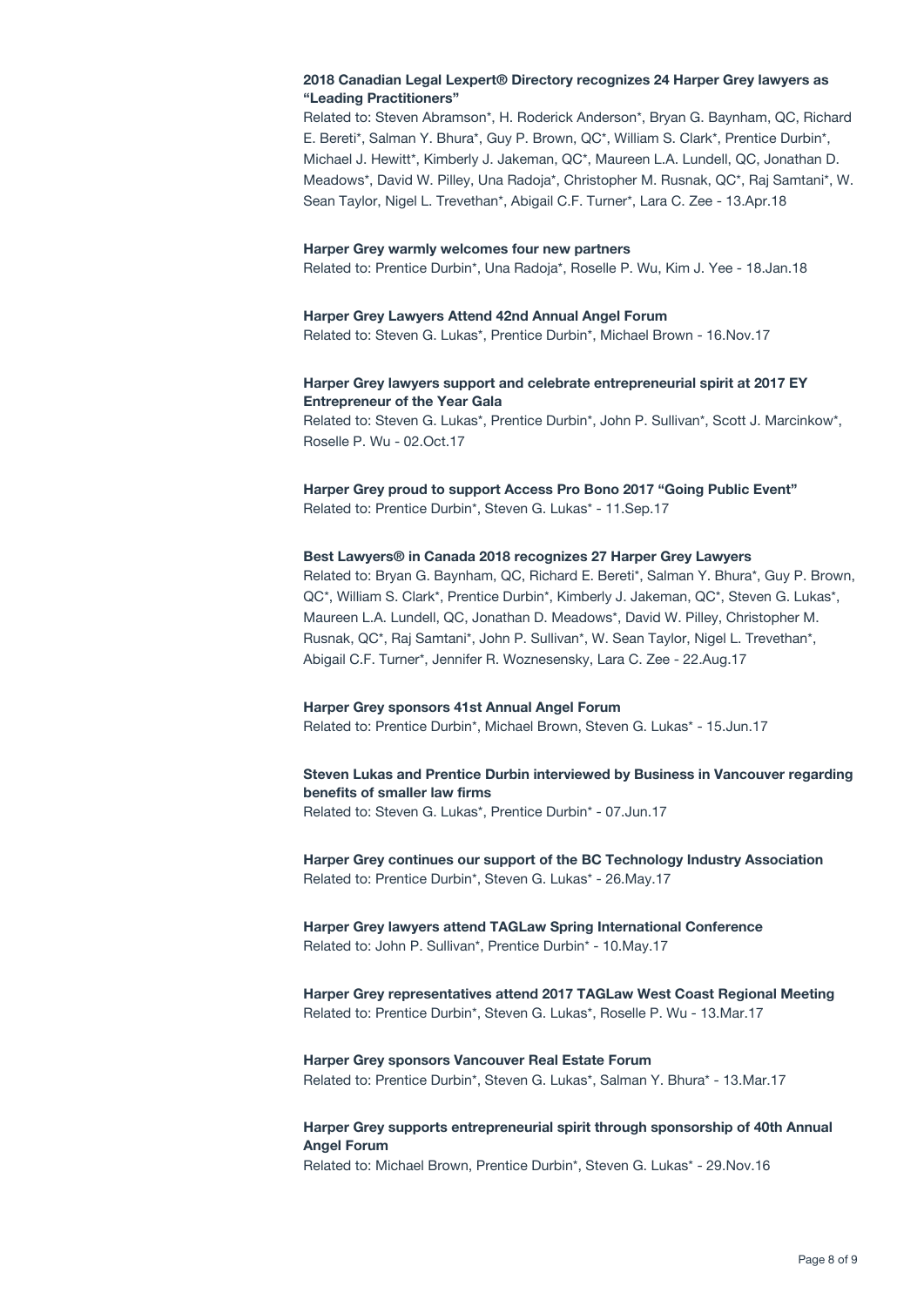**2018 Canadian Legal Lexpert® Directory recognizes 24 Harper Grey lawyers as "Leading Practitioners"**

Related to: Steven Abramson*, H. Roderick Anderson*, Bryan G. Baynham, QC, Richard E. Bereti*, Salman Y. Bhura*, Guy P. Brown, QC*, William S. Clark*, Prentice Durbin*, Michael J. Hewitt*, Kimberly J. Jakeman, QC*, Maureen L.A. Lundell, QC, Jonathan D. Meadows*, David W. Pilley, Una Radoja*, Christopher M. Rusnak, QC*, Raj Samtani*, W. Sean Taylor, Nigel L. Trevethan*, Abigail C.F. Turner*, Lara C. Zee - 13.Apr.18

**Harper Grey warmly welcomes four new partners**

Related to: Prentice Durbin*, Una Radoja*, Roselle P. Wu, Kim J. Yee - 18.Jan.18

**Harper Grey Lawyers Attend 42nd Annual Angel Forum**

Related to: Steven G. Lukas*, Prentice Durbin*, Michael Brown - 16.Nov.17

**Harper Grey lawyers support and celebrate entrepreneurial spirit at 2017 EY Entrepreneur of the Year Gala**

Related to: Steven G. Lukas*, Prentice Durbin*, John P. Sullivan*, Scott J. Marcinkow*, Roselle P. Wu - 02.Oct.17

**Harper Grey proud to support Access Pro Bono 2017 "Going Public Event"**

Related to: Prentice Durbin*, Steven G. Lukas* - 11.Sep.17

**Best Lawyers® in Canada 2018 recognizes 27 Harper Grey Lawyers**

Related to: Bryan G. Baynham, QC, Richard E. Bereti*, Salman Y. Bhura*, Guy P. Brown, QC*, William S. Clark*, Prentice Durbin*, Kimberly J. Jakeman, QC*, Steven G. Lukas*, Maureen L.A. Lundell, QC, Jonathan D. Meadows*, David W. Pilley, Christopher M. Rusnak, QC*, Raj Samtani*, John P. Sullivan*, W. Sean Taylor, Nigel L. Trevethan*, Abigail C.F. Turner*, Jennifer R. Woznesensky, Lara C. Zee - 22.Aug.17

**Harper Grey sponsors 41st Annual Angel Forum**

Related to: Prentice Durbin*, Michael Brown, Steven G. Lukas* - 15.Jun.17

**Steven Lukas and Prentice Durbin interviewed by Business in Vancouver regarding benefits of smaller law firms**

Related to: Steven G. Lukas*, Prentice Durbin* - 07.Jun.17

**Harper Grey continues our support of the BC Technology Industry Association**

Related to: Prentice Durbin*, Steven G. Lukas* - 26.May.17

**Harper Grey lawyers attend TAGLaw Spring International Conference**

Related to: John P. Sullivan*, Prentice Durbin* - 10.May.17

**Harper Grey representatives attend 2017 TAGLaw West Coast Regional Meeting**

Related to: Prentice Durbin*, Steven G. Lukas*, Roselle P. Wu - 13.Mar.17

**Harper Grey sponsors Vancouver Real Estate Forum**

Related to: Prentice Durbin*, Steven G. Lukas*, Salman Y. Bhura* - 13.Mar.17

**Harper Grey supports entrepreneurial spirit through sponsorship of 40th Annual Angel Forum**

Related to: Michael Brown, Prentice Durbin*, Steven G. Lukas* - 29.Nov.16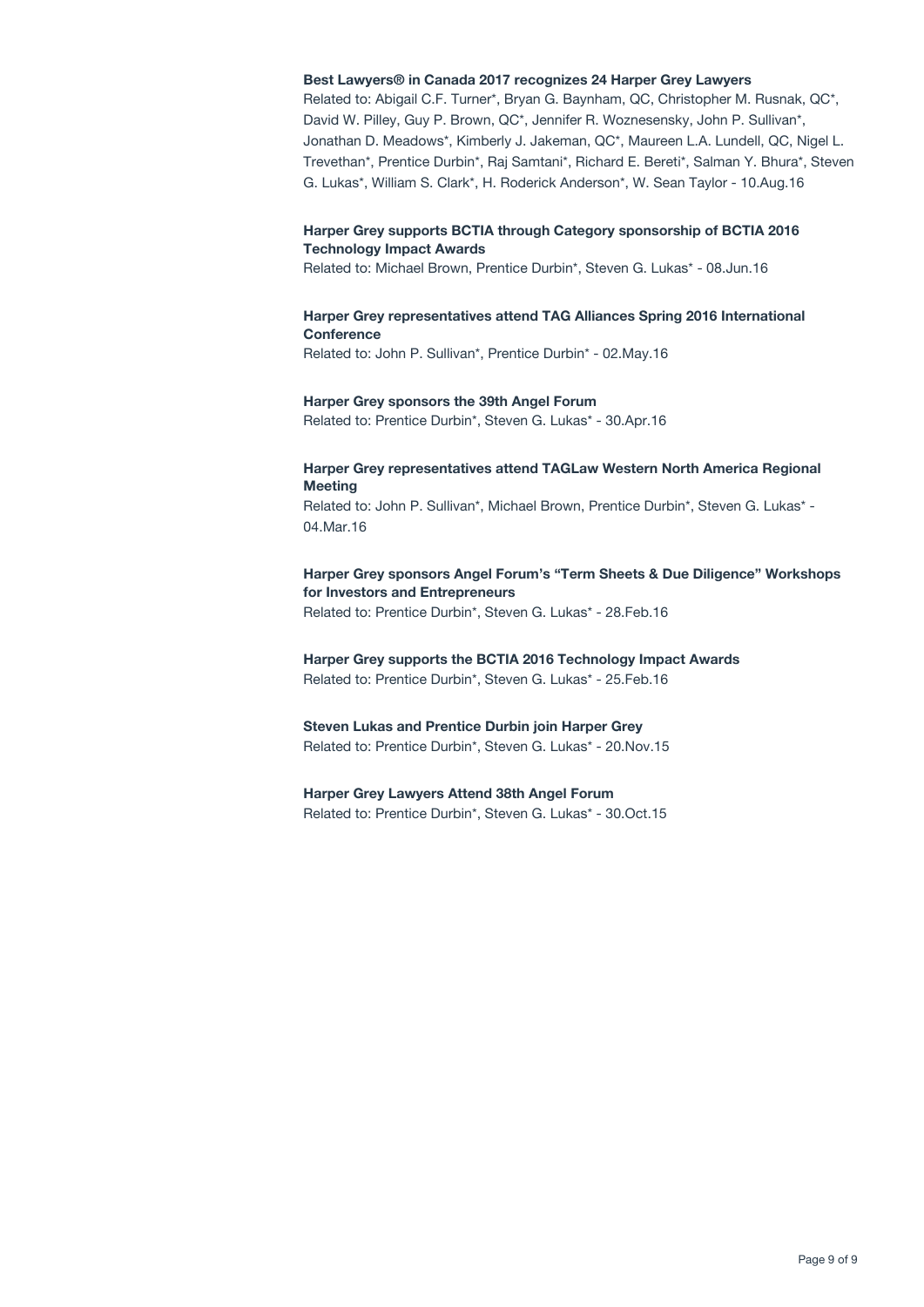**Best Lawyers® in Canada 2017 recognizes 24 Harper Grey Lawyers**
Related to: Abigail C.F. Turner*, Bryan G. Baynham, QC, Christopher M. Rusnak, QC*, David W. Pilley, Guy P. Brown, QC*, Jennifer R. Woznesensky, John P. Sullivan*, Jonathan D. Meadows*, Kimberly J. Jakeman, QC*, Maureen L.A. Lundell, QC, Nigel L. Trevethan*, Prentice Durbin*, Raj Samtani*, Richard E. Bereti*, Salman Y. Bhura*, Steven G. Lukas*, William S. Clark*, H. Roderick Anderson*, W. Sean Taylor - 10.Aug.16

**Harper Grey supports BCTIA through Category sponsorship of BCTIA 2016 Technology Impact Awards**
Related to: Michael Brown, Prentice Durbin*, Steven G. Lukas* - 08.Jun.16

**Harper Grey representatives attend TAG Alliances Spring 2016 International Conference**
Related to: John P. Sullivan*, Prentice Durbin* - 02.May.16

**Harper Grey sponsors the 39th Angel Forum**
Related to: Prentice Durbin*, Steven G. Lukas* - 30.Apr.16

**Harper Grey representatives attend TAGLaw Western North America Regional Meeting**
Related to: John P. Sullivan*, Michael Brown, Prentice Durbin*, Steven G. Lukas* - 04.Mar.16

**Harper Grey sponsors Angel Forum's "Term Sheets & Due Diligence" Workshops for Investors and Entrepreneurs**
Related to: Prentice Durbin*, Steven G. Lukas* - 28.Feb.16

**Harper Grey supports the BCTIA 2016 Technology Impact Awards**
Related to: Prentice Durbin*, Steven G. Lukas* - 25.Feb.16

**Steven Lukas and Prentice Durbin join Harper Grey**
Related to: Prentice Durbin*, Steven G. Lukas* - 20.Nov.15

**Harper Grey Lawyers Attend 38th Angel Forum**
Related to: Prentice Durbin*, Steven G. Lukas* - 30.Oct.15